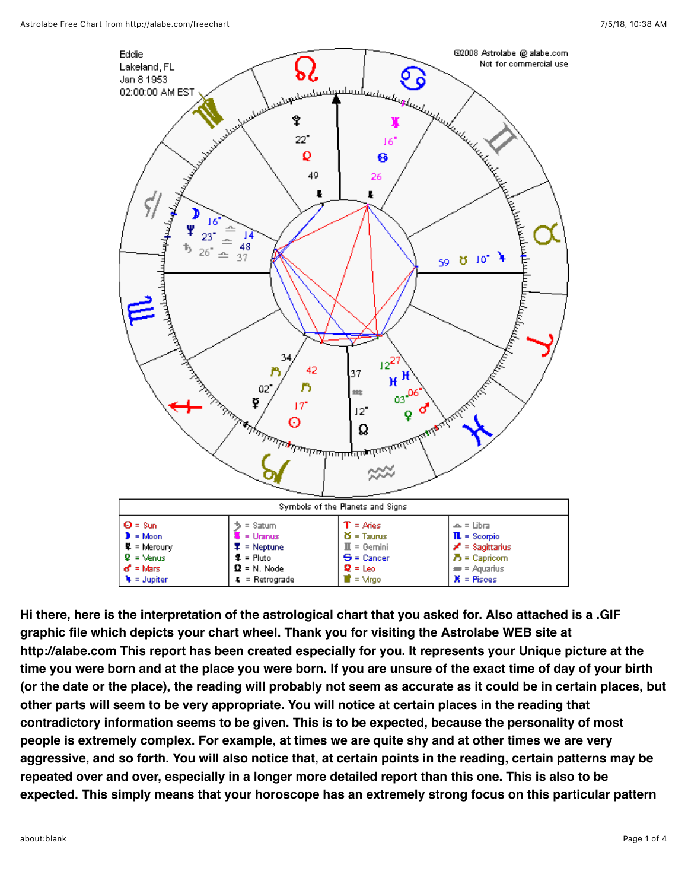Eddie
Lakeland, FL
Jan 8 1953
02:00:00 AM EST

©2008 Astrolabe @ alabe.com
Not for commercial use

Symbols of the Planets and Signs

| | | | |
|---|---|---|---|
| ☉ = Sun | ♄ = Saturn | ♈ = Aries | ♎ = Libra |
| ☽ = Moon | ♅ = Uranus | ♉ = Taurus | ♏ = Scorpio |
| ☿ = Mercury | ♆ = Neptune | ♊ = Gemini | ♐ = Sagittarius |
| ♀ = Venus | ♇ = Pluto | ♋ = Cancer | ♑ = Capricorn |
| ♂ = Mars | ☊ = N. Node | ♌ = Leo | ♒ = Aquarius |
| ♃ = Jupiter | ℞ = Retrograde | ♍ = Virgo | ♓ = Pisces |

**Hi there, here is the interpretation of the astrological chart that you asked for. Also attached is a .GIF graphic file which depicts your chart wheel. Thank you for visiting the Astrolabe WEB site at http://alabe.com This report has been created especially for you. It represents your Unique picture at the time you were born and at the place you were born. If you are unsure of the exact time of day of your birth (or the date or the place), the reading will probably not seem as accurate as it could be in certain places, but other parts will seem to be very appropriate. You will notice at certain places in the reading that contradictory information seems to be given. This is to be expected, because the personality of most people is extremely complex. For example, at times we are quite shy and at other times we are very aggressive, and so forth. You will also notice that, at certain points in the reading, certain patterns may be repeated over and over, especially in a longer more detailed report than this one. This is also to be expected. This simply means that your horoscope has an extremely strong focus on this particular pattern**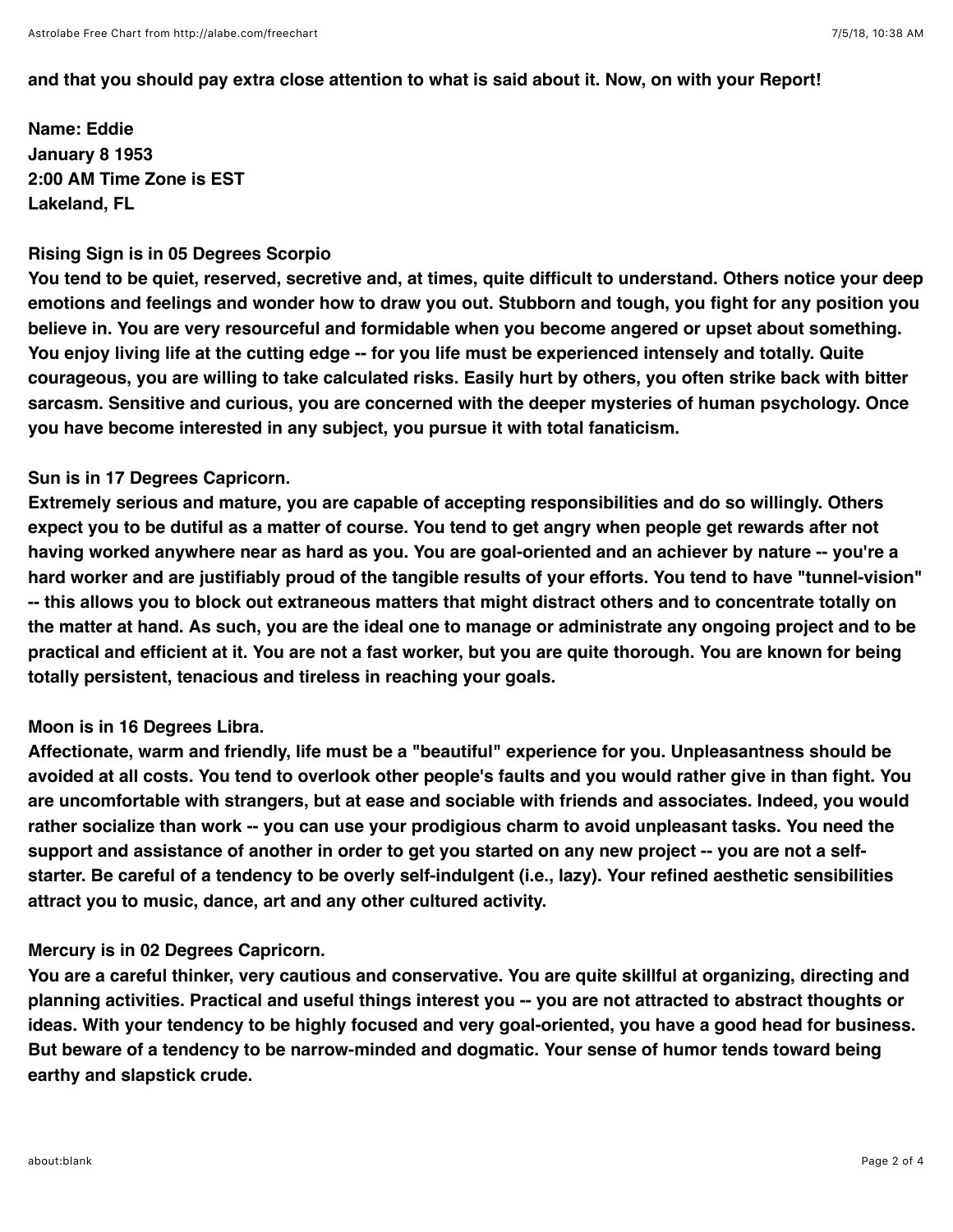**and that you should pay extra close attention to what is said about it. Now, on with your Report!**

**Name: Eddie**
**January 8 1953**
**2:00 AM Time Zone is EST**
**Lakeland, FL**

**Rising Sign is in 05 Degrees Scorpio**
**You tend to be quiet, reserved, secretive and, at times, quite difficult to understand. Others notice your deep emotions and feelings and wonder how to draw you out. Stubborn and tough, you fight for any position you believe in. You are very resourceful and formidable when you become angered or upset about something. You enjoy living life at the cutting edge -- for you life must be experienced intensely and totally. Quite courageous, you are willing to take calculated risks. Easily hurt by others, you often strike back with bitter sarcasm. Sensitive and curious, you are concerned with the deeper mysteries of human psychology. Once you have become interested in any subject, you pursue it with total fanaticism.**

**Sun is in 17 Degrees Capricorn.**
**Extremely serious and mature, you are capable of accepting responsibilities and do so willingly. Others expect you to be dutiful as a matter of course. You tend to get angry when people get rewards after not having worked anywhere near as hard as you. You are goal-oriented and an achiever by nature -- you're a hard worker and are justifiably proud of the tangible results of your efforts. You tend to have "tunnel-vision" -- this allows you to block out extraneous matters that might distract others and to concentrate totally on the matter at hand. As such, you are the ideal one to manage or administrate any ongoing project and to be practical and efficient at it. You are not a fast worker, but you are quite thorough. You are known for being totally persistent, tenacious and tireless in reaching your goals.**

**Moon is in 16 Degrees Libra.**
**Affectionate, warm and friendly, life must be a "beautiful" experience for you. Unpleasantness should be avoided at all costs. You tend to overlook other people's faults and you would rather give in than fight. You are uncomfortable with strangers, but at ease and sociable with friends and associates. Indeed, you would rather socialize than work -- you can use your prodigious charm to avoid unpleasant tasks. You need the support and assistance of another in order to get you started on any new project -- you are not a self-starter. Be careful of a tendency to be overly self-indulgent (i.e., lazy). Your refined aesthetic sensibilities attract you to music, dance, art and any other cultured activity.**

**Mercury is in 02 Degrees Capricorn.**
**You are a careful thinker, very cautious and conservative. You are quite skillful at organizing, directing and planning activities. Practical and useful things interest you -- you are not attracted to abstract thoughts or ideas. With your tendency to be highly focused and very goal-oriented, you have a good head for business. But beware of a tendency to be narrow-minded and dogmatic. Your sense of humor tends toward being earthy and slapstick crude.**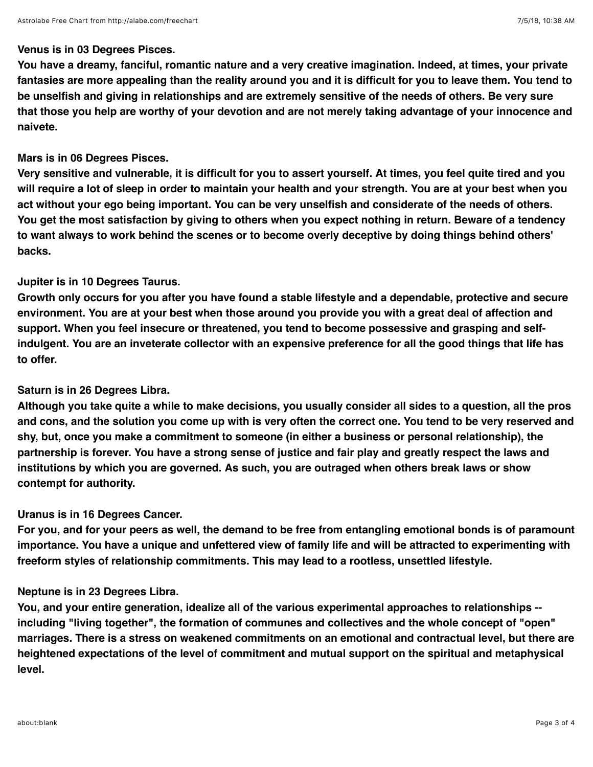**Venus is in 03 Degrees Pisces.**

**You have a dreamy, fanciful, romantic nature and a very creative imagination. Indeed, at times, your private fantasies are more appealing than the reality around you and it is difficult for you to leave them. You tend to be unselfish and giving in relationships and are extremely sensitive of the needs of others. Be very sure that those you help are worthy of your devotion and are not merely taking advantage of your innocence and naivete.**

**Mars is in 06 Degrees Pisces.**

**Very sensitive and vulnerable, it is difficult for you to assert yourself. At times, you feel quite tired and you will require a lot of sleep in order to maintain your health and your strength. You are at your best when you act without your ego being important. You can be very unselfish and considerate of the needs of others. You get the most satisfaction by giving to others when you expect nothing in return. Beware of a tendency to want always to work behind the scenes or to become overly deceptive by doing things behind others' backs.**

**Jupiter is in 10 Degrees Taurus.**

**Growth only occurs for you after you have found a stable lifestyle and a dependable, protective and secure environment. You are at your best when those around you provide you with a great deal of affection and support. When you feel insecure or threatened, you tend to become possessive and grasping and self-indulgent. You are an inveterate collector with an expensive preference for all the good things that life has to offer.**

**Saturn is in 26 Degrees Libra.**

**Although you take quite a while to make decisions, you usually consider all sides to a question, all the pros and cons, and the solution you come up with is very often the correct one. You tend to be very reserved and shy, but, once you make a commitment to someone (in either a business or personal relationship), the partnership is forever. You have a strong sense of justice and fair play and greatly respect the laws and institutions by which you are governed. As such, you are outraged when others break laws or show contempt for authority.**

**Uranus is in 16 Degrees Cancer.**

**For you, and for your peers as well, the demand to be free from entangling emotional bonds is of paramount importance. You have a unique and unfettered view of family life and will be attracted to experimenting with freeform styles of relationship commitments. This may lead to a rootless, unsettled lifestyle.**

**Neptune is in 23 Degrees Libra.**

**You, and your entire generation, idealize all of the various experimental approaches to relationships -- including "living together", the formation of communes and collectives and the whole concept of "open" marriages. There is a stress on weakened commitments on an emotional and contractual level, but there are heightened expectations of the level of commitment and mutual support on the spiritual and metaphysical level.**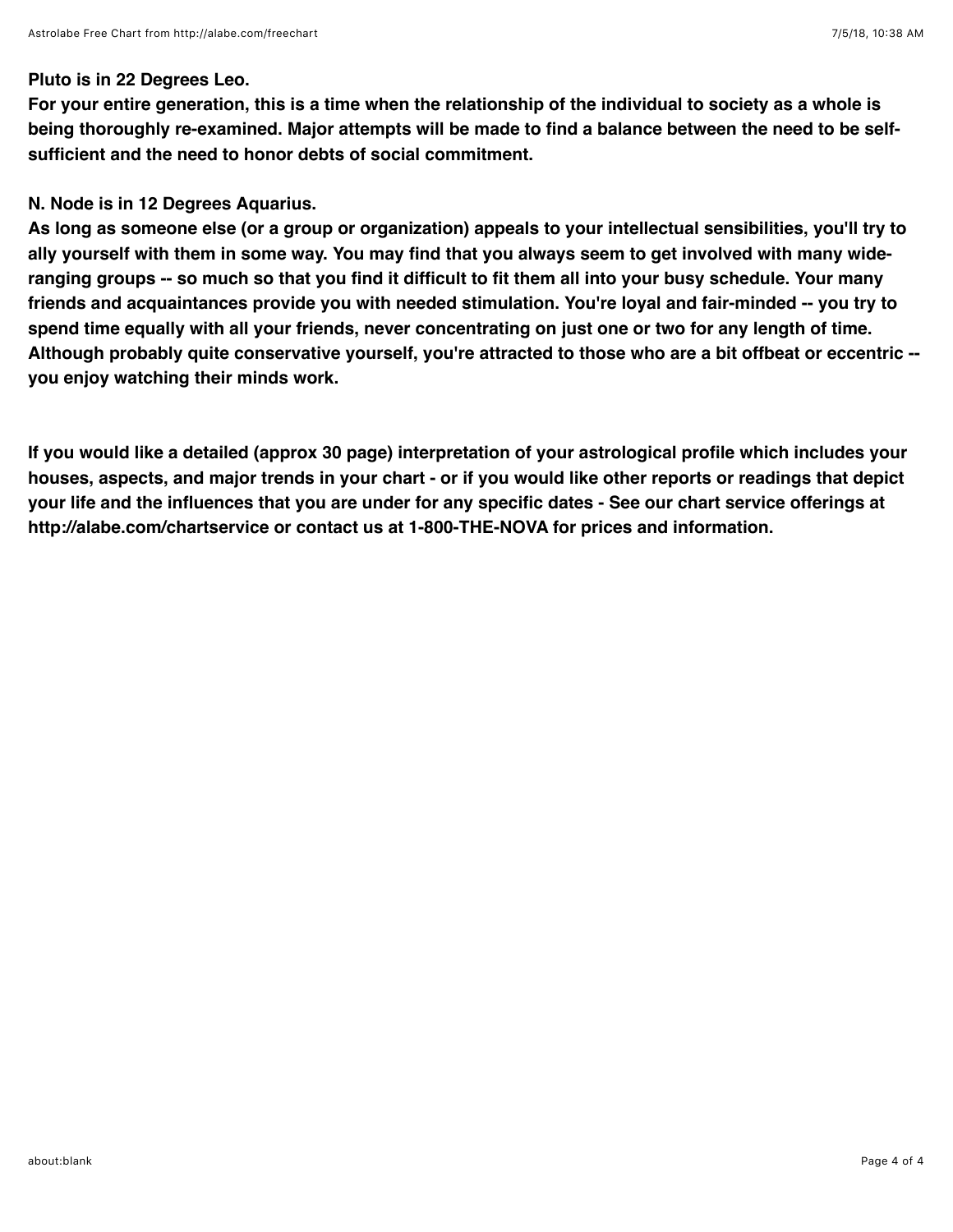**Pluto is in 22 Degrees Leo.**

**For your entire generation, this is a time when the relationship of the individual to society as a whole is being thoroughly re-examined. Major attempts will be made to find a balance between the need to be self-sufficient and the need to honor debts of social commitment.**

**N. Node is in 12 Degrees Aquarius.**

**As long as someone else (or a group or organization) appeals to your intellectual sensibilities, you'll try to ally yourself with them in some way. You may find that you always seem to get involved with many wide-ranging groups -- so much so that you find it difficult to fit them all into your busy schedule. Your many friends and acquaintances provide you with needed stimulation. You're loyal and fair-minded -- you try to spend time equally with all your friends, never concentrating on just one or two for any length of time. Although probably quite conservative yourself, you're attracted to those who are a bit offbeat or eccentric -- you enjoy watching their minds work.**

**If you would like a detailed (approx 30 page) interpretation of your astrological profile which includes your houses, aspects, and major trends in your chart - or if you would like other reports or readings that depict your life and the influences that you are under for any specific dates - See our chart service offerings at http://alabe.com/chartservice or contact us at 1-800-THE-NOVA for prices and information.**